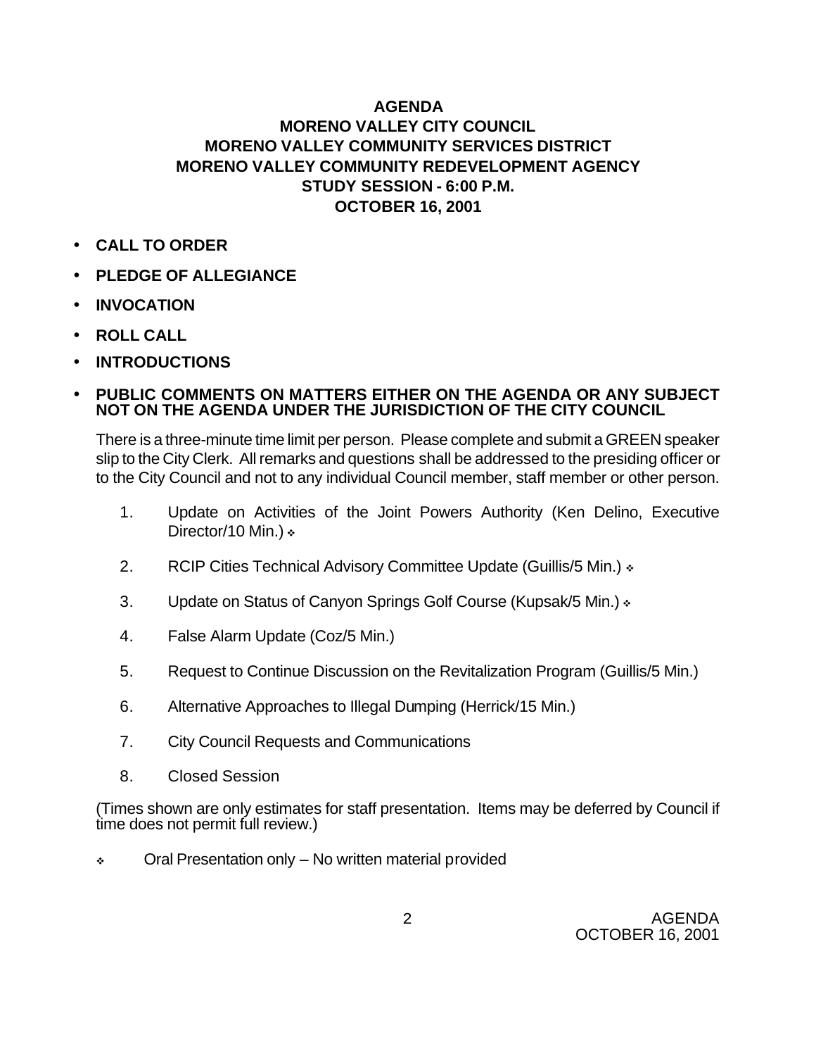# AGENDA
## MORENO VALLEY CITY COUNCIL
## MORENO VALLEY COMMUNITY SERVICES DISTRICT
## MORENO VALLEY COMMUNITY REDEVELOPMENT AGENCY
## STUDY SESSION - 6:00 P.M.
## OCTOBER 16, 2001

- **CALL TO ORDER**
- **PLEDGE OF ALLEGIANCE**
- **INVOCATION**
- **ROLL CALL**
- **INTRODUCTIONS**
- **PUBLIC COMMENTS ON MATTERS EITHER ON THE AGENDA OR ANY SUBJECT NOT ON THE AGENDA UNDER THE JURISDICTION OF THE CITY COUNCIL**

There is a three-minute time limit per person. Please complete and submit a GREEN speaker slip to the City Clerk. All remarks and questions shall be addressed to the presiding officer or to the City Council and not to any individual Council member, staff member or other person.

1. Update on Activities of the Joint Powers Authority (Ken Delino, Executive Director/10 Min.) ❖
2. RCIP Cities Technical Advisory Committee Update (Guillis/5 Min.) ❖
3. Update on Status of Canyon Springs Golf Course (Kupsak/5 Min.) ❖
4. False Alarm Update (Coz/5 Min.)
5. Request to Continue Discussion on the Revitalization Program (Guillis/5 Min.)
6. Alternative Approaches to Illegal Dumping (Herrick/15 Min.)
7. City Council Requests and Communications
8. Closed Session

(Times shown are only estimates for staff presentation. Items may be deferred by Council if time does not permit full review.)

❖ Oral Presentation only – No written material provided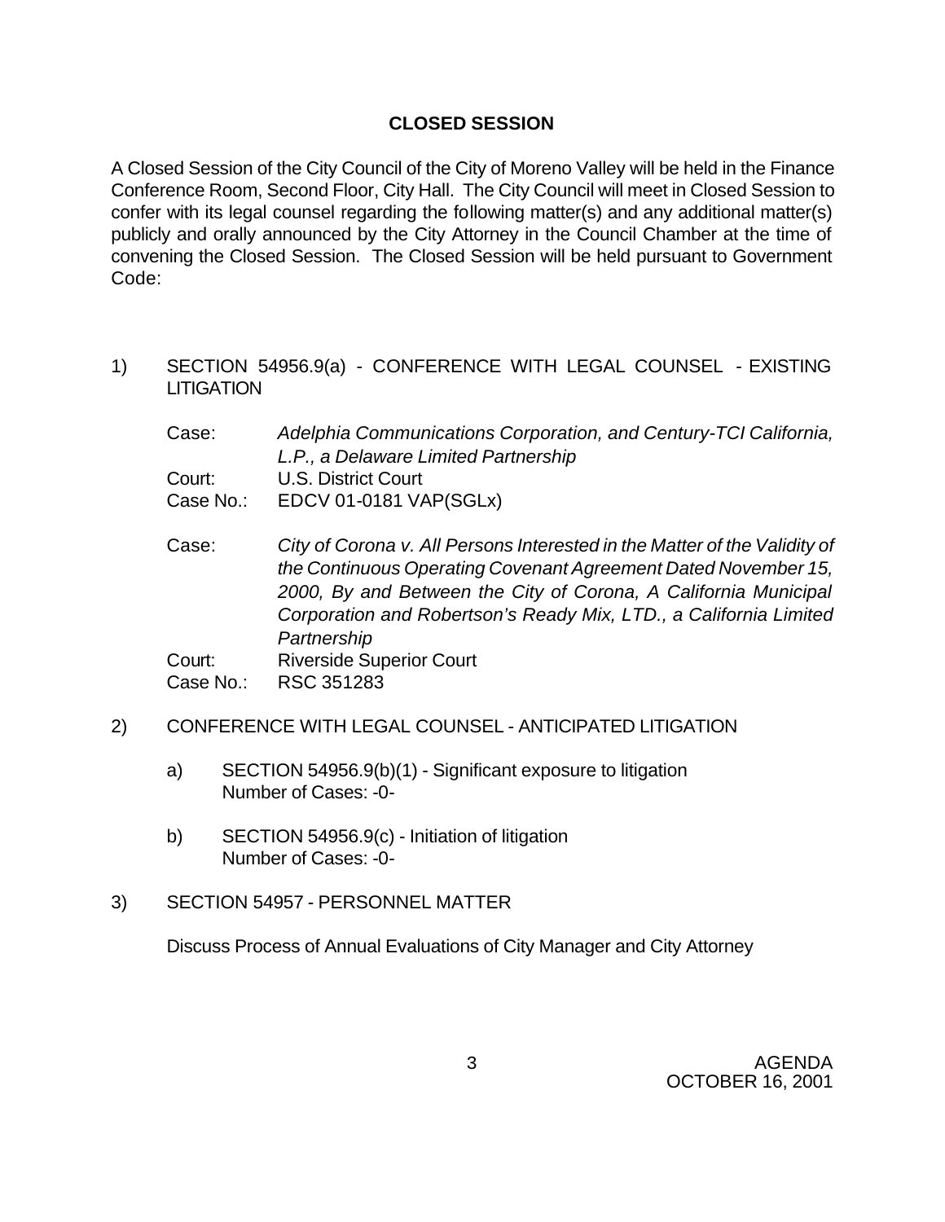## CLOSED SESSION

A Closed Session of the City Council of the City of Moreno Valley will be held in the Finance Conference Room, Second Floor, City Hall. The City Council will meet in Closed Session to confer with its legal counsel regarding the following matter(s) and any additional matter(s) publicly and orally announced by the City Attorney in the Council Chamber at the time of convening the Closed Session. The Closed Session will be held pursuant to Government Code:

1) SECTION 54956.9(a) - CONFERENCE WITH LEGAL COUNSEL - EXISTING LITIGATION

   Case: *Adelphia Communications Corporation, and Century-TCI California, L.P., a Delaware Limited Partnership*
   Court: U.S. District Court
   Case No.: EDCV 01-0181 VAP(SGLx)

   Case: *City of Corona v. All Persons Interested in the Matter of the Validity of the Continuous Operating Covenant Agreement Dated November 15, 2000, By and Between the City of Corona, A California Municipal Corporation and Robertson's Ready Mix, LTD., a California Limited Partnership*
   Court: Riverside Superior Court
   Case No.: RSC 351283

2) CONFERENCE WITH LEGAL COUNSEL - ANTICIPATED LITIGATION

   a) SECTION 54956.9(b)(1) - Significant exposure to litigation
      Number of Cases: -0-

   b) SECTION 54956.9(c) - Initiation of litigation
      Number of Cases: -0-

3) SECTION 54957 - PERSONNEL MATTER

   Discuss Process of Annual Evaluations of City Manager and City Attorney